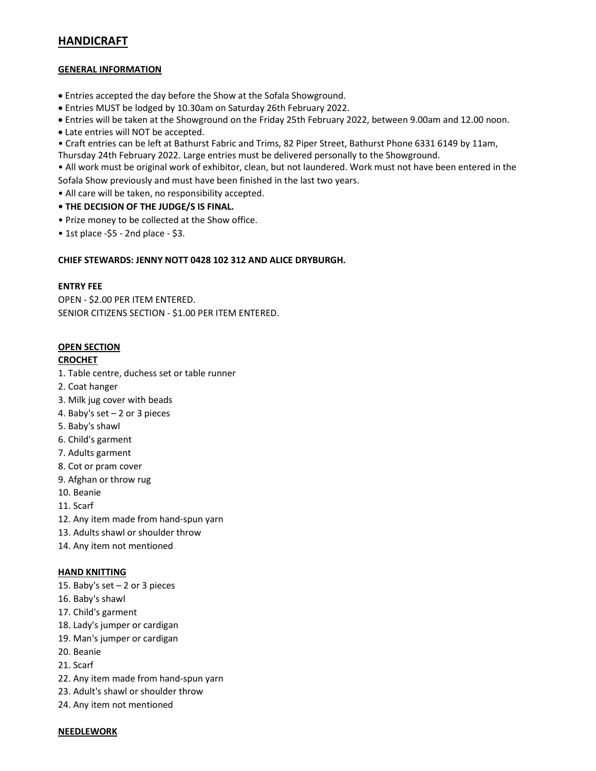# HANDICRAFT

## GENERAL INFORMATION

- Entries accepted the day before the Show at the Sofala Showground.
- Entries MUST be lodged by 10.30am on Saturday 26th February 2022.
- Entries will be taken at the Showground on the Friday 25th February 2022, between 9.00am and 12.00 noon.
- Late entries will NOT be accepted.
- Craft entries can be left at Bathurst Fabric and Trims, 82 Piper Street, Bathurst Phone 6331 6149 by 11am, Thursday 24th February 2022. Large entries must be delivered personally to the Showground.
- All work must be original work of exhibitor, clean, but not laundered. Work must not have been entered in the Sofala Show previously and must have been finished in the last two years.
- All care will be taken, no responsibility accepted.
- **THE DECISION OF THE JUDGE/S IS FINAL.**
- Prize money to be collected at the Show office.
- 1st place -$5 - 2nd place - $3.

**CHIEF STEWARDS: JENNY NOTT 0428 102 312 AND ALICE DRYBURGH.**

**ENTRY FEE**

OPEN - $2.00 PER ITEM ENTERED.
SENIOR CITIZENS SECTION - $1.00 PER ITEM ENTERED.

## OPEN SECTION

### CROCHET

1. Table centre, duchess set or table runner
2. Coat hanger
3. Milk jug cover with beads
4. Baby's set – 2 or 3 pieces
5. Baby's shawl
6. Child's garment
7. Adults garment
8. Cot or pram cover
9. Afghan or throw rug
10. Beanie
11. Scarf
12. Any item made from hand-spun yarn
13. Adults shawl or shoulder throw
14. Any item not mentioned

### HAND KNITTING

15. Baby's set – 2 or 3 pieces
16. Baby's shawl
17. Child's garment
18. Lady's jumper or cardigan
19. Man's jumper or cardigan
20. Beanie
21. Scarf
22. Any item made from hand-spun yarn
23. Adult's shawl or shoulder throw
24. Any item not mentioned

### NEEDLEWORK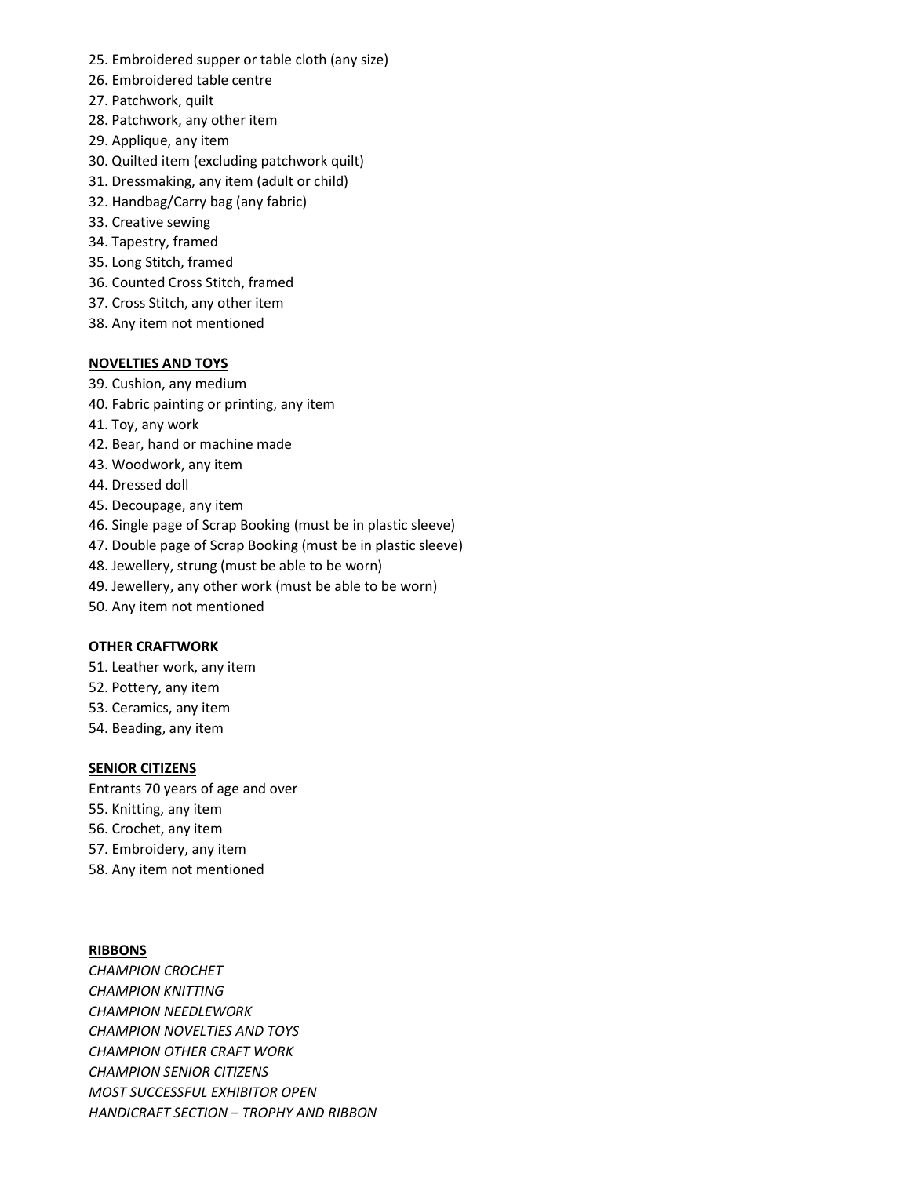25. Embroidered supper or table cloth (any size)
26. Embroidered table centre
27. Patchwork, quilt
28. Patchwork, any other item
29. Applique, any item
30. Quilted item (excluding patchwork quilt)
31. Dressmaking, any item (adult or child)
32. Handbag/Carry bag (any fabric)
33. Creative sewing
34. Tapestry, framed
35. Long Stitch, framed
36. Counted Cross Stitch, framed
37. Cross Stitch, any other item
38. Any item not mentioned

**NOVELTIES AND TOYS**

39. Cushion, any medium
40. Fabric painting or printing, any item
41. Toy, any work
42. Bear, hand or machine made
43. Woodwork, any item
44. Dressed doll
45. Decoupage, any item
46. Single page of Scrap Booking (must be in plastic sleeve)
47. Double page of Scrap Booking (must be in plastic sleeve)
48. Jewellery, strung (must be able to be worn)
49. Jewellery, any other work (must be able to be worn)
50. Any item not mentioned

**OTHER CRAFTWORK**

51. Leather work, any item
52. Pottery, any item
53. Ceramics, any item
54. Beading, any item

**SENIOR CITIZENS**

Entrants 70 years of age and over

55. Knitting, any item
56. Crochet, any item
57. Embroidery, any item
58. Any item not mentioned

**RIBBONS**

*CHAMPION CROCHET*
*CHAMPION KNITTING*
*CHAMPION NEEDLEWORK*
*CHAMPION NOVELTIES AND TOYS*
*CHAMPION OTHER CRAFT WORK*
*CHAMPION SENIOR CITIZENS*
*MOST SUCCESSFUL EXHIBITOR OPEN*
*HANDICRAFT SECTION – TROPHY AND RIBBON*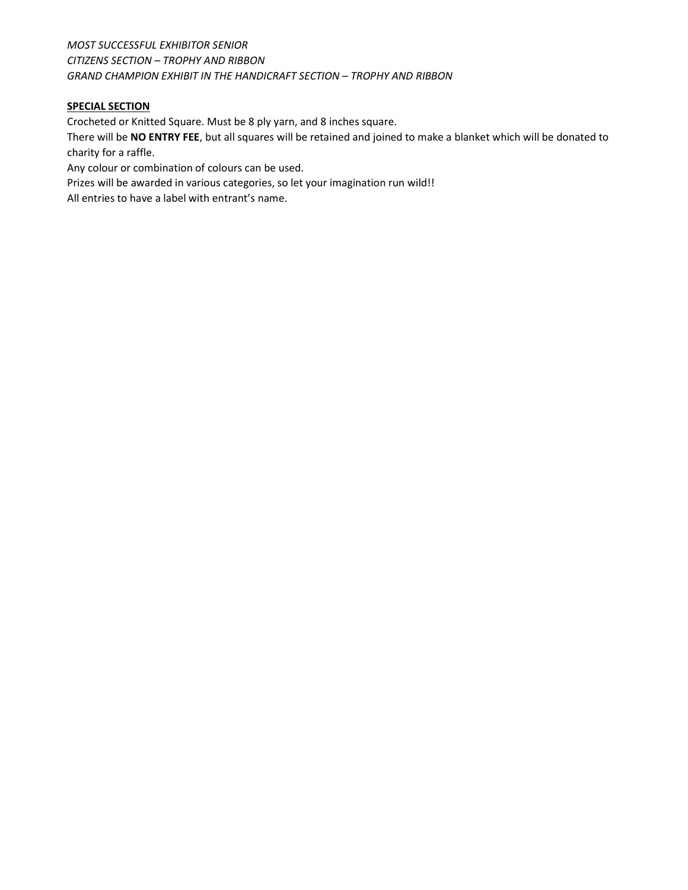*MOST SUCCESSFUL EXHIBITOR SENIOR*
*CITIZENS SECTION – TROPHY AND RIBBON*
*GRAND CHAMPION EXHIBIT IN THE HANDICRAFT SECTION – TROPHY AND RIBBON*

**SPECIAL SECTION**

Crocheted or Knitted Square. Must be 8 ply yarn, and 8 inches square.
There will be **NO ENTRY FEE**, but all squares will be retained and joined to make a blanket which will be donated to charity for a raffle.
Any colour or combination of colours can be used.
Prizes will be awarded in various categories, so let your imagination run wild!!
All entries to have a label with entrant's name.